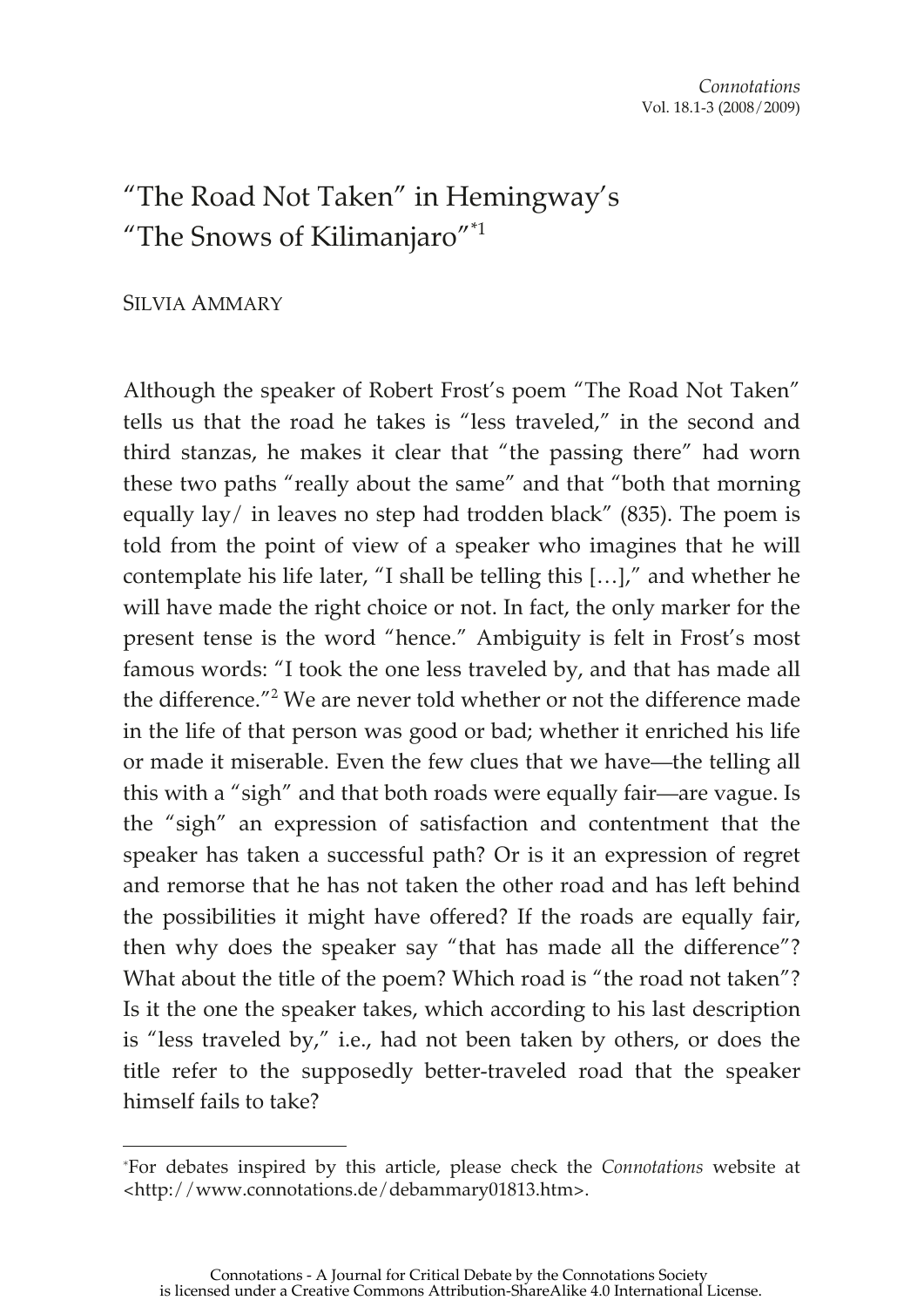# "The Road Not Taken" in Hemingway's "The Snows of Kilimanjaro"[*1]

SILVIA AMMARY

Although the speaker of Robert Frost's poem "The Road Not Taken" tells us that the road he takes is "less traveled," in the second and third stanzas, he makes it clear that "the passing there" had worn these two paths "really about the same" and that "both that morning equally lay/ in leaves no step had trodden black" (835). The poem is told from the point of view of a speaker who imagines that he will contemplate his life later, "I shall be telling this […]," and whether he will have made the right choice or not. In fact, the only marker for the present tense is the word "hence." Ambiguity is felt in Frost's most famous words: "I took the one less traveled by, and that has made all the difference."[2] We are never told whether or not the difference made in the life of that person was good or bad; whether it enriched his life or made it miserable. Even the few clues that we have—the telling all this with a "sigh" and that both roads were equally fair—are vague. Is the "sigh" an expression of satisfaction and contentment that the speaker has taken a successful path? Or is it an expression of regret and remorse that he has not taken the other road and has left behind the possibilities it might have offered? If the roads are equally fair, then why does the speaker say "that has made all the difference"? What about the title of the poem? Which road is "the road not taken"? Is it the one the speaker takes, which according to his last description is "less traveled by," i.e., had not been taken by others, or does the title refer to the supposedly better-traveled road that the speaker himself fails to take?

---

[*]For debates inspired by this article, please check the *Connotations* website at <http://www.connotations.de/debammary01813.htm>.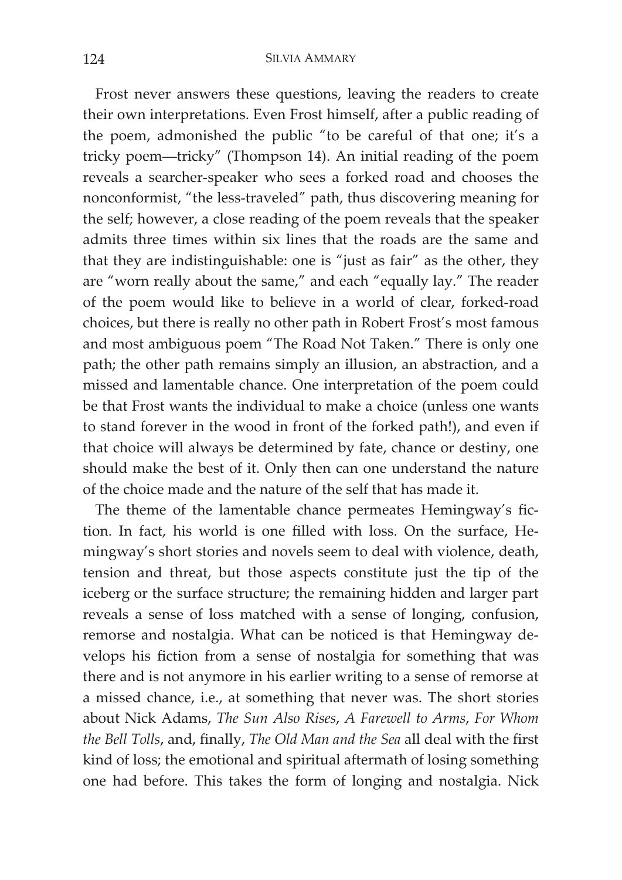Frost never answers these questions, leaving the readers to create their own interpretations. Even Frost himself, after a public reading of the poem, admonished the public "to be careful of that one; it's a tricky poem—tricky" (Thompson 14). An initial reading of the poem reveals a searcher-speaker who sees a forked road and chooses the nonconformist, "the less-traveled" path, thus discovering meaning for the self; however, a close reading of the poem reveals that the speaker admits three times within six lines that the roads are the same and that they are indistinguishable: one is "just as fair" as the other, they are "worn really about the same," and each "equally lay." The reader of the poem would like to believe in a world of clear, forked-road choices, but there is really no other path in Robert Frost's most famous and most ambiguous poem "The Road Not Taken." There is only one path; the other path remains simply an illusion, an abstraction, and a missed and lamentable chance. One interpretation of the poem could be that Frost wants the individual to make a choice (unless one wants to stand forever in the wood in front of the forked path!), and even if that choice will always be determined by fate, chance or destiny, one should make the best of it. Only then can one understand the nature of the choice made and the nature of the self that has made it.

The theme of the lamentable chance permeates Hemingway's fiction. In fact, his world is one filled with loss. On the surface, Hemingway's short stories and novels seem to deal with violence, death, tension and threat, but those aspects constitute just the tip of the iceberg or the surface structure; the remaining hidden and larger part reveals a sense of loss matched with a sense of longing, confusion, remorse and nostalgia. What can be noticed is that Hemingway develops his fiction from a sense of nostalgia for something that was there and is not anymore in his earlier writing to a sense of remorse at a missed chance, i.e., at something that never was. The short stories about Nick Adams, *The Sun Also Rises*, *A Farewell to Arms*, *For Whom the Bell Tolls*, and, finally, *The Old Man and the Sea* all deal with the first kind of loss; the emotional and spiritual aftermath of losing something one had before. This takes the form of longing and nostalgia. Nick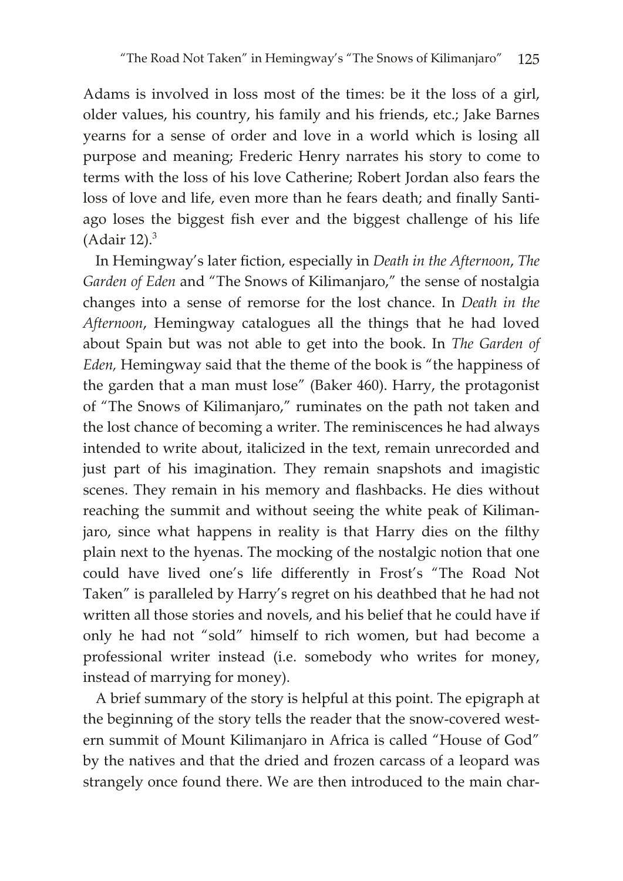Adams is involved in loss most of the times: be it the loss of a girl, older values, his country, his family and his friends, etc.; Jake Barnes yearns for a sense of order and love in a world which is losing all purpose and meaning; Frederic Henry narrates his story to come to terms with the loss of his love Catherine; Robert Jordan also fears the loss of love and life, even more than he fears death; and finally Santiago loses the biggest fish ever and the biggest challenge of his life (Adair 12).[3]

In Hemingway's later fiction, especially in *Death in the Afternoon*, *The Garden of Eden* and "The Snows of Kilimanjaro," the sense of nostalgia changes into a sense of remorse for the lost chance. In *Death in the Afternoon*, Hemingway catalogues all the things that he had loved about Spain but was not able to get into the book. In *The Garden of Eden,* Hemingway said that the theme of the book is "the happiness of the garden that a man must lose" (Baker 460). Harry, the protagonist of "The Snows of Kilimanjaro," ruminates on the path not taken and the lost chance of becoming a writer. The reminiscences he had always intended to write about, italicized in the text, remain unrecorded and just part of his imagination. They remain snapshots and imagistic scenes. They remain in his memory and flashbacks. He dies without reaching the summit and without seeing the white peak of Kilimanjaro, since what happens in reality is that Harry dies on the filthy plain next to the hyenas. The mocking of the nostalgic notion that one could have lived one's life differently in Frost's "The Road Not Taken" is paralleled by Harry's regret on his deathbed that he had not written all those stories and novels, and his belief that he could have if only he had not "sold" himself to rich women, but had become a professional writer instead (i.e. somebody who writes for money, instead of marrying for money).

A brief summary of the story is helpful at this point. The epigraph at the beginning of the story tells the reader that the snow-covered western summit of Mount Kilimanjaro in Africa is called "House of God" by the natives and that the dried and frozen carcass of a leopard was strangely once found there. We are then introduced to the main char-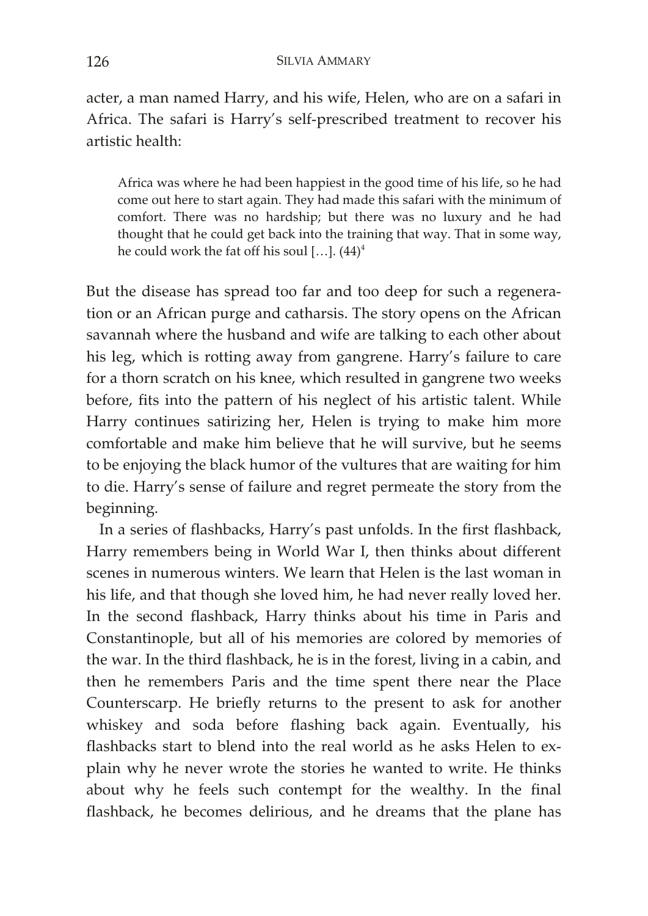acter, a man named Harry, and his wife, Helen, who are on a safari in Africa. The safari is Harry's self-prescribed treatment to recover his artistic health:

> Africa was where he had been happiest in the good time of his life, so he had come out here to start again. They had made this safari with the minimum of comfort. There was no hardship; but there was no luxury and he had thought that he could get back into the training that way. That in some way, he could work the fat off his soul […]. (44)[4]

But the disease has spread too far and too deep for such a regeneration or an African purge and catharsis. The story opens on the African savannah where the husband and wife are talking to each other about his leg, which is rotting away from gangrene. Harry's failure to care for a thorn scratch on his knee, which resulted in gangrene two weeks before, fits into the pattern of his neglect of his artistic talent. While Harry continues satirizing her, Helen is trying to make him more comfortable and make him believe that he will survive, but he seems to be enjoying the black humor of the vultures that are waiting for him to die. Harry's sense of failure and regret permeate the story from the beginning.

In a series of flashbacks, Harry's past unfolds. In the first flashback, Harry remembers being in World War I, then thinks about different scenes in numerous winters. We learn that Helen is the last woman in his life, and that though she loved him, he had never really loved her. In the second flashback, Harry thinks about his time in Paris and Constantinople, but all of his memories are colored by memories of the war. In the third flashback, he is in the forest, living in a cabin, and then he remembers Paris and the time spent there near the Place Counterscarp. He briefly returns to the present to ask for another whiskey and soda before flashing back again. Eventually, his flashbacks start to blend into the real world as he asks Helen to explain why he never wrote the stories he wanted to write. He thinks about why he feels such contempt for the wealthy. In the final flashback, he becomes delirious, and he dreams that the plane has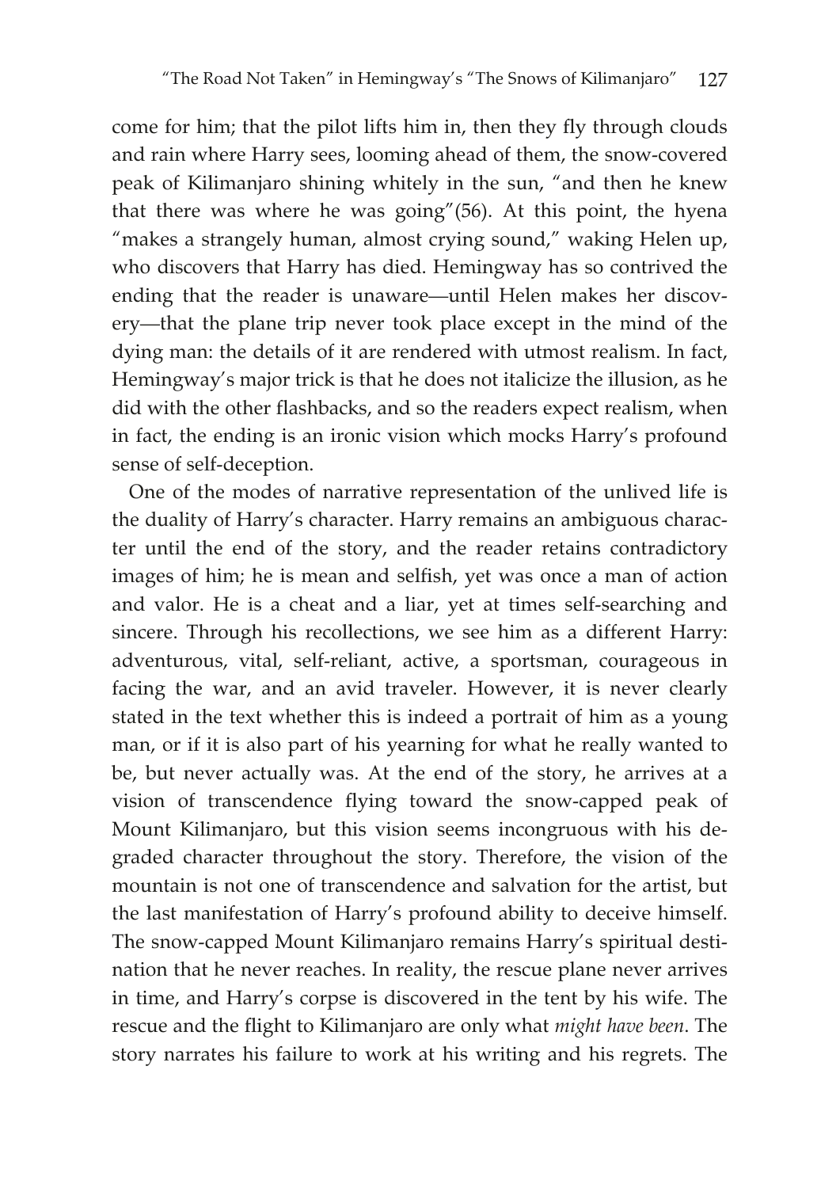come for him; that the pilot lifts him in, then they fly through clouds and rain where Harry sees, looming ahead of them, the snow-covered peak of Kilimanjaro shining whitely in the sun, "and then he knew that there was where he was going"(56). At this point, the hyena "makes a strangely human, almost crying sound," waking Helen up, who discovers that Harry has died. Hemingway has so contrived the ending that the reader is unaware—until Helen makes her discovery—that the plane trip never took place except in the mind of the dying man: the details of it are rendered with utmost realism. In fact, Hemingway's major trick is that he does not italicize the illusion, as he did with the other flashbacks, and so the readers expect realism, when in fact, the ending is an ironic vision which mocks Harry's profound sense of self-deception.

One of the modes of narrative representation of the unlived life is the duality of Harry's character. Harry remains an ambiguous character until the end of the story, and the reader retains contradictory images of him; he is mean and selfish, yet was once a man of action and valor. He is a cheat and a liar, yet at times self-searching and sincere. Through his recollections, we see him as a different Harry: adventurous, vital, self-reliant, active, a sportsman, courageous in facing the war, and an avid traveler. However, it is never clearly stated in the text whether this is indeed a portrait of him as a young man, or if it is also part of his yearning for what he really wanted to be, but never actually was. At the end of the story, he arrives at a vision of transcendence flying toward the snow-capped peak of Mount Kilimanjaro, but this vision seems incongruous with his degraded character throughout the story. Therefore, the vision of the mountain is not one of transcendence and salvation for the artist, but the last manifestation of Harry's profound ability to deceive himself. The snow-capped Mount Kilimanjaro remains Harry's spiritual destination that he never reaches. In reality, the rescue plane never arrives in time, and Harry's corpse is discovered in the tent by his wife. The rescue and the flight to Kilimanjaro are only what *might have been*. The story narrates his failure to work at his writing and his regrets. The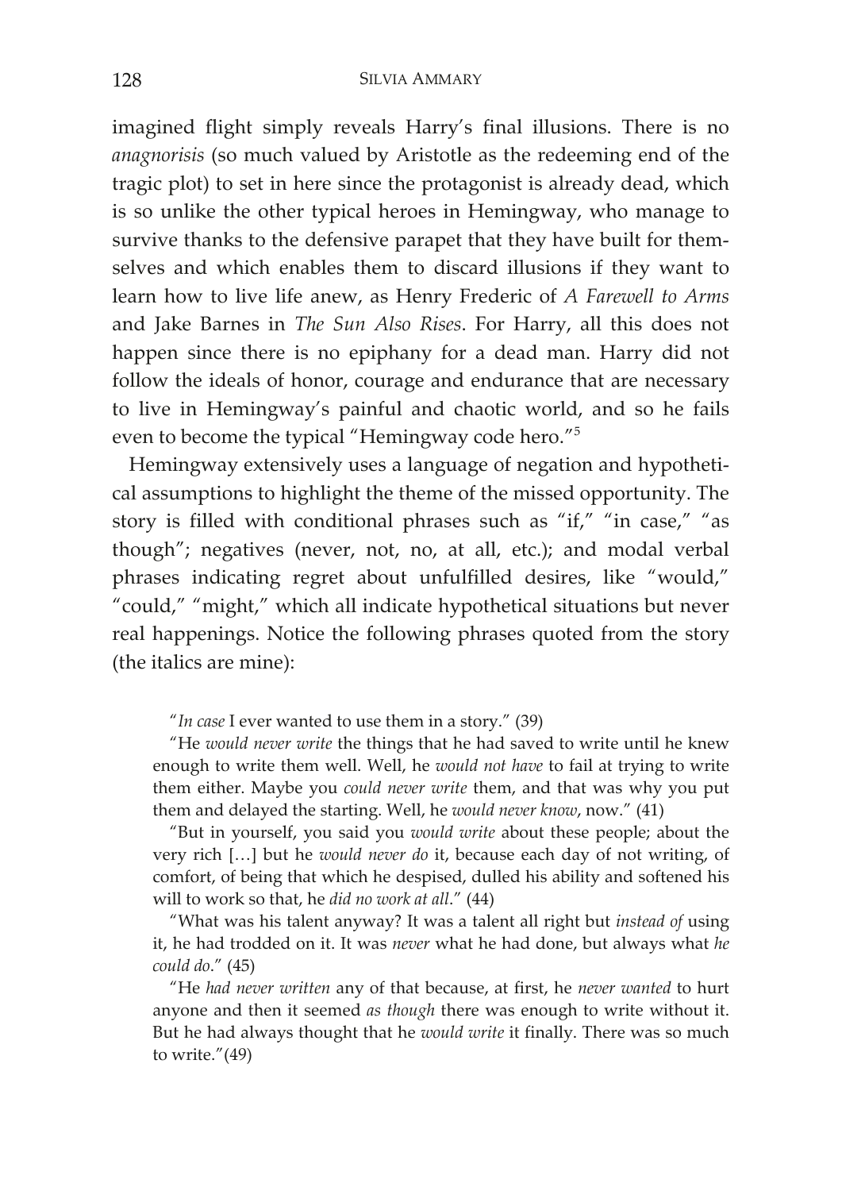imagined flight simply reveals Harry's final illusions. There is no *anagnorisis* (so much valued by Aristotle as the redeeming end of the tragic plot) to set in here since the protagonist is already dead, which is so unlike the other typical heroes in Hemingway, who manage to survive thanks to the defensive parapet that they have built for themselves and which enables them to discard illusions if they want to learn how to live life anew, as Henry Frederic of *A Farewell to Arms* and Jake Barnes in *The Sun Also Rises*. For Harry, all this does not happen since there is no epiphany for a dead man. Harry did not follow the ideals of honor, courage and endurance that are necessary to live in Hemingway's painful and chaotic world, and so he fails even to become the typical "Hemingway code hero."[5]

Hemingway extensively uses a language of negation and hypothetical assumptions to highlight the theme of the missed opportunity. The story is filled with conditional phrases such as "if," "in case," "as though"; negatives (never, not, no, at all, etc.); and modal verbal phrases indicating regret about unfulfilled desires, like "would," "could," "might," which all indicate hypothetical situations but never real happenings. Notice the following phrases quoted from the story (the italics are mine):

> "*In case* I ever wanted to use them in a story." (39)
>
> "He *would never write* the things that he had saved to write until he knew enough to write them well. Well, he *would not have* to fail at trying to write them either. Maybe you *could never write* them, and that was why you put them and delayed the starting. Well, he *would never know*, now." (41)
>
> "But in yourself, you said you *would write* about these people; about the very rich […] but he *would never do* it, because each day of not writing, of comfort, of being that which he despised, dulled his ability and softened his will to work so that, he *did no work at all*." (44)
>
> "What was his talent anyway? It was a talent all right but *instead of* using it, he had trodded on it. It was *never* what he had done, but always what *he could do*." (45)
>
> "He *had never written* any of that because, at first, he *never wanted* to hurt anyone and then it seemed *as though* there was enough to write without it. But he had always thought that he *would write* it finally. There was so much to write."(49)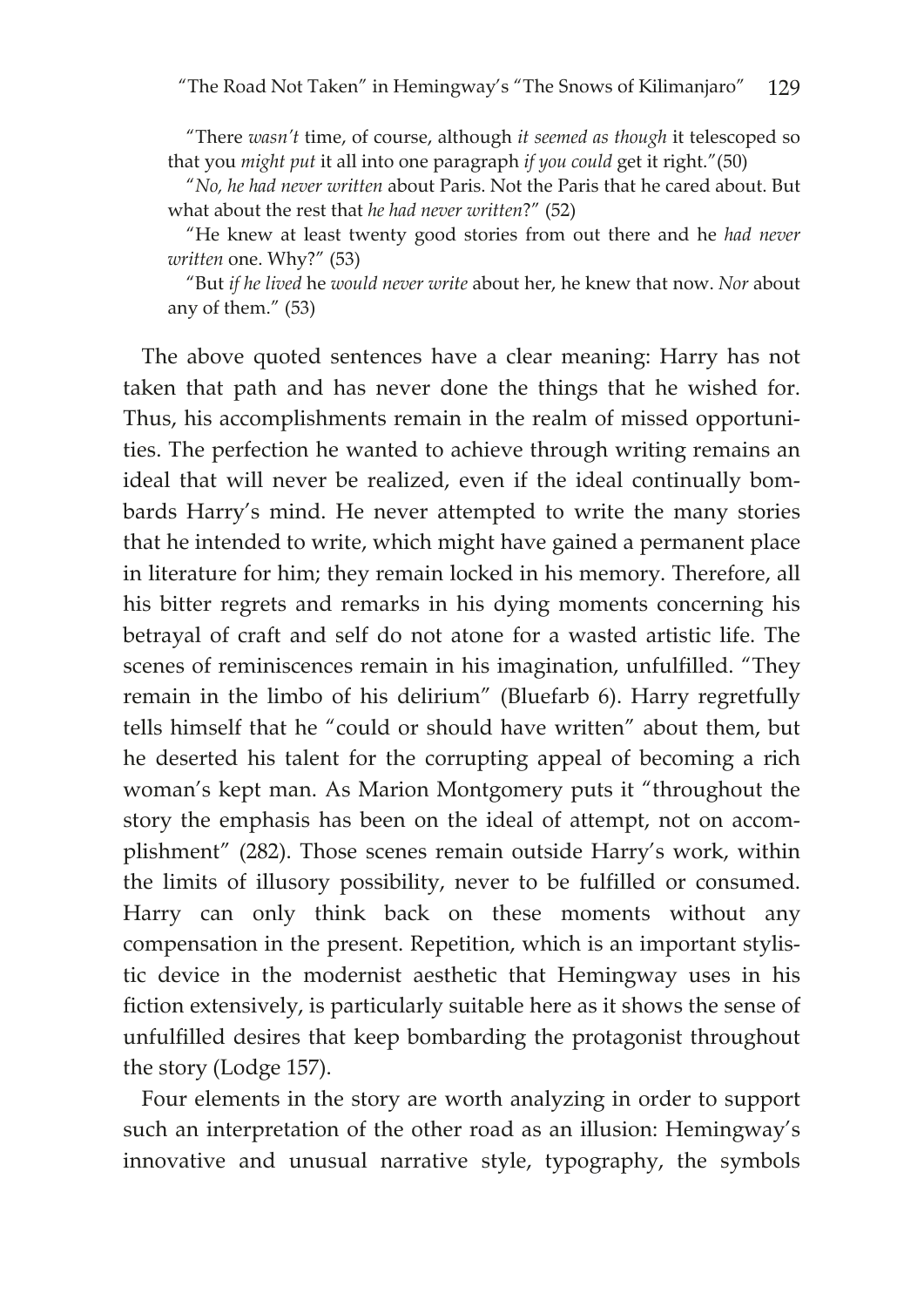"There *wasn't* time, of course, although *it seemed as though* it telescoped so that you *might put* it all into one paragraph *if you could* get it right."(50)

"*No, he had never written* about Paris. Not the Paris that he cared about. But what about the rest that *he had never written*?" (52)

"He knew at least twenty good stories from out there and he *had never written* one. Why?" (53)

"But *if he lived* he *would never write* about her, he knew that now. *Nor* about any of them." (53)

The above quoted sentences have a clear meaning: Harry has not taken that path and has never done the things that he wished for. Thus, his accomplishments remain in the realm of missed opportunities. The perfection he wanted to achieve through writing remains an ideal that will never be realized, even if the ideal continually bombards Harry's mind. He never attempted to write the many stories that he intended to write, which might have gained a permanent place in literature for him; they remain locked in his memory. Therefore, all his bitter regrets and remarks in his dying moments concerning his betrayal of craft and self do not atone for a wasted artistic life. The scenes of reminiscences remain in his imagination, unfulfilled. "They remain in the limbo of his delirium" (Bluefarb 6). Harry regretfully tells himself that he "could or should have written" about them, but he deserted his talent for the corrupting appeal of becoming a rich woman's kept man. As Marion Montgomery puts it "throughout the story the emphasis has been on the ideal of attempt, not on accomplishment" (282). Those scenes remain outside Harry's work, within the limits of illusory possibility, never to be fulfilled or consumed. Harry can only think back on these moments without any compensation in the present. Repetition, which is an important stylistic device in the modernist aesthetic that Hemingway uses in his fiction extensively, is particularly suitable here as it shows the sense of unfulfilled desires that keep bombarding the protagonist throughout the story (Lodge 157).

Four elements in the story are worth analyzing in order to support such an interpretation of the other road as an illusion: Hemingway's innovative and unusual narrative style, typography, the symbols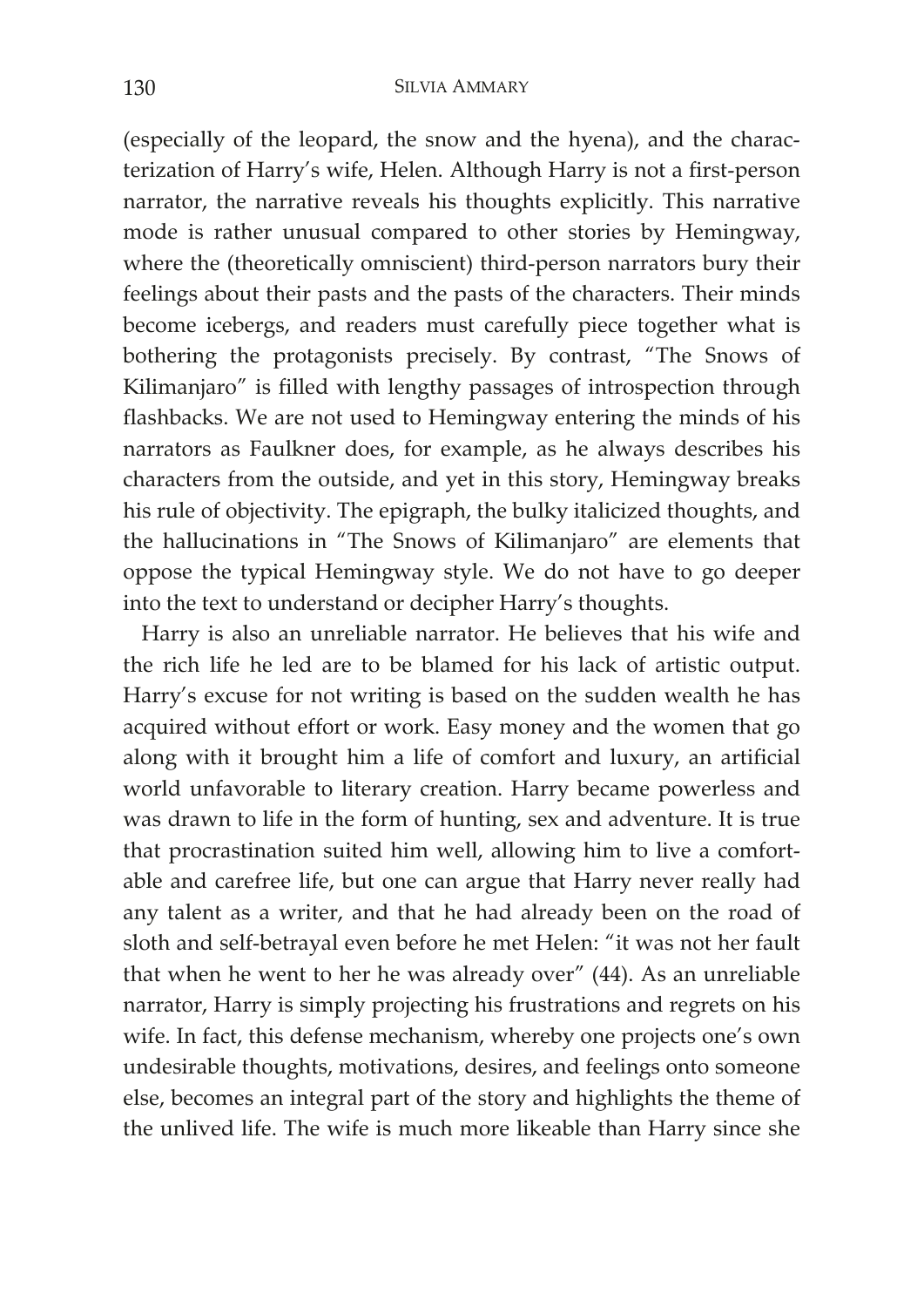(especially of the leopard, the snow and the hyena), and the characterization of Harry's wife, Helen. Although Harry is not a first-person narrator, the narrative reveals his thoughts explicitly. This narrative mode is rather unusual compared to other stories by Hemingway, where the (theoretically omniscient) third-person narrators bury their feelings about their pasts and the pasts of the characters. Their minds become icebergs, and readers must carefully piece together what is bothering the protagonists precisely. By contrast, "The Snows of Kilimanjaro" is filled with lengthy passages of introspection through flashbacks. We are not used to Hemingway entering the minds of his narrators as Faulkner does, for example, as he always describes his characters from the outside, and yet in this story, Hemingway breaks his rule of objectivity. The epigraph, the bulky italicized thoughts, and the hallucinations in "The Snows of Kilimanjaro" are elements that oppose the typical Hemingway style. We do not have to go deeper into the text to understand or decipher Harry's thoughts.

Harry is also an unreliable narrator. He believes that his wife and the rich life he led are to be blamed for his lack of artistic output. Harry's excuse for not writing is based on the sudden wealth he has acquired without effort or work. Easy money and the women that go along with it brought him a life of comfort and luxury, an artificial world unfavorable to literary creation. Harry became powerless and was drawn to life in the form of hunting, sex and adventure. It is true that procrastination suited him well, allowing him to live a comfortable and carefree life, but one can argue that Harry never really had any talent as a writer, and that he had already been on the road of sloth and self-betrayal even before he met Helen: "it was not her fault that when he went to her he was already over" (44). As an unreliable narrator, Harry is simply projecting his frustrations and regrets on his wife. In fact, this defense mechanism, whereby one projects one's own undesirable thoughts, motivations, desires, and feelings onto someone else, becomes an integral part of the story and highlights the theme of the unlived life. The wife is much more likeable than Harry since she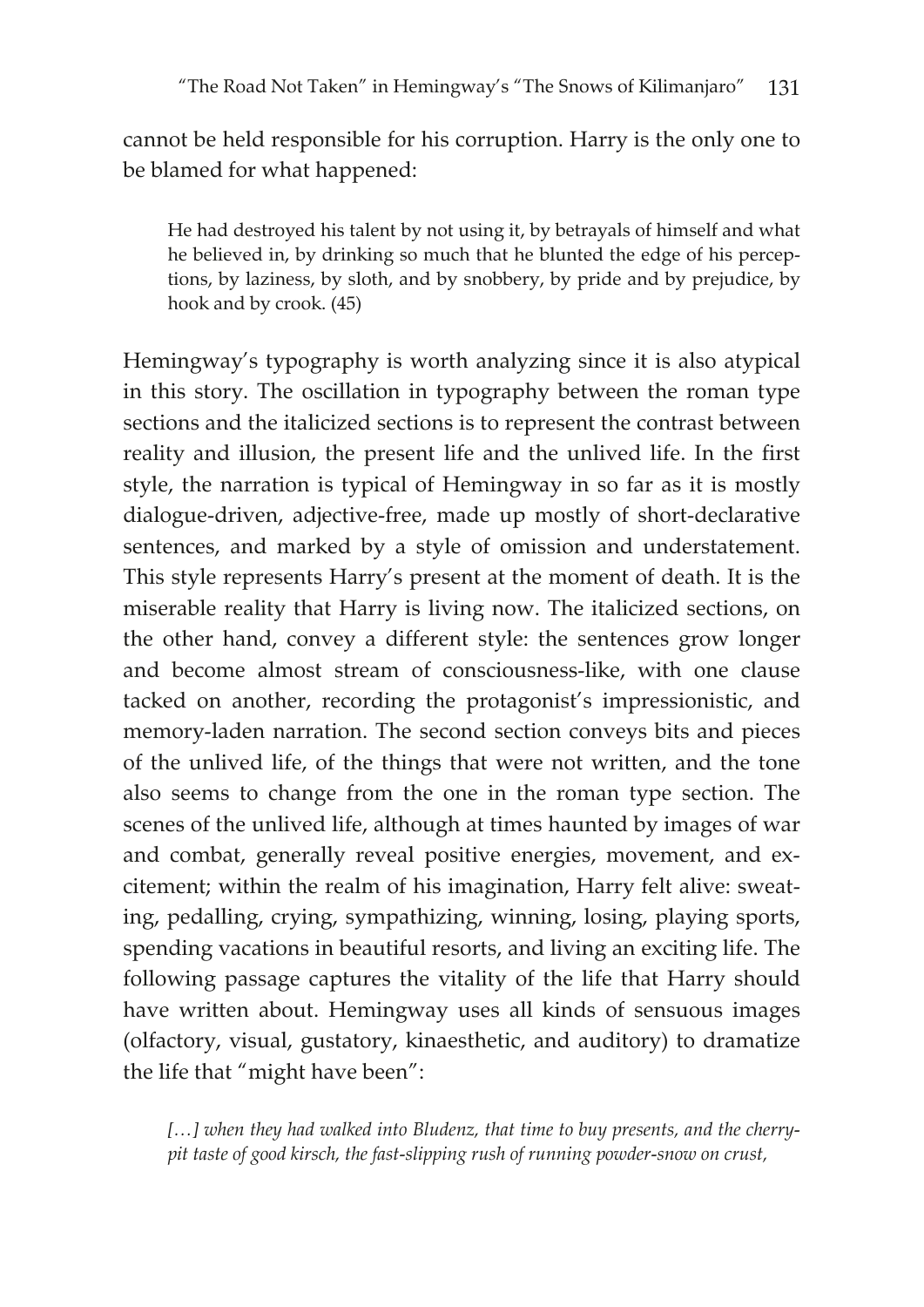cannot be held responsible for his corruption. Harry is the only one to be blamed for what happened:

> He had destroyed his talent by not using it, by betrayals of himself and what he believed in, by drinking so much that he blunted the edge of his perceptions, by laziness, by sloth, and by snobbery, by pride and by prejudice, by hook and by crook. (45)

Hemingway's typography is worth analyzing since it is also atypical in this story. The oscillation in typography between the roman type sections and the italicized sections is to represent the contrast between reality and illusion, the present life and the unlived life. In the first style, the narration is typical of Hemingway in so far as it is mostly dialogue-driven, adjective-free, made up mostly of short-declarative sentences, and marked by a style of omission and understatement. This style represents Harry's present at the moment of death. It is the miserable reality that Harry is living now. The italicized sections, on the other hand, convey a different style: the sentences grow longer and become almost stream of consciousness-like, with one clause tacked on another, recording the protagonist's impressionistic, and memory-laden narration. The second section conveys bits and pieces of the unlived life, of the things that were not written, and the tone also seems to change from the one in the roman type section. The scenes of the unlived life, although at times haunted by images of war and combat, generally reveal positive energies, movement, and excitement; within the realm of his imagination, Harry felt alive: sweating, pedalling, crying, sympathizing, winning, losing, playing sports, spending vacations in beautiful resorts, and living an exciting life. The following passage captures the vitality of the life that Harry should have written about. Hemingway uses all kinds of sensuous images (olfactory, visual, gustatory, kinaesthetic, and auditory) to dramatize the life that "might have been":

> *[…] when they had walked into Bludenz, that time to buy presents, and the cherry-pit taste of good kirsch, the fast-slipping rush of running powder-snow on crust,*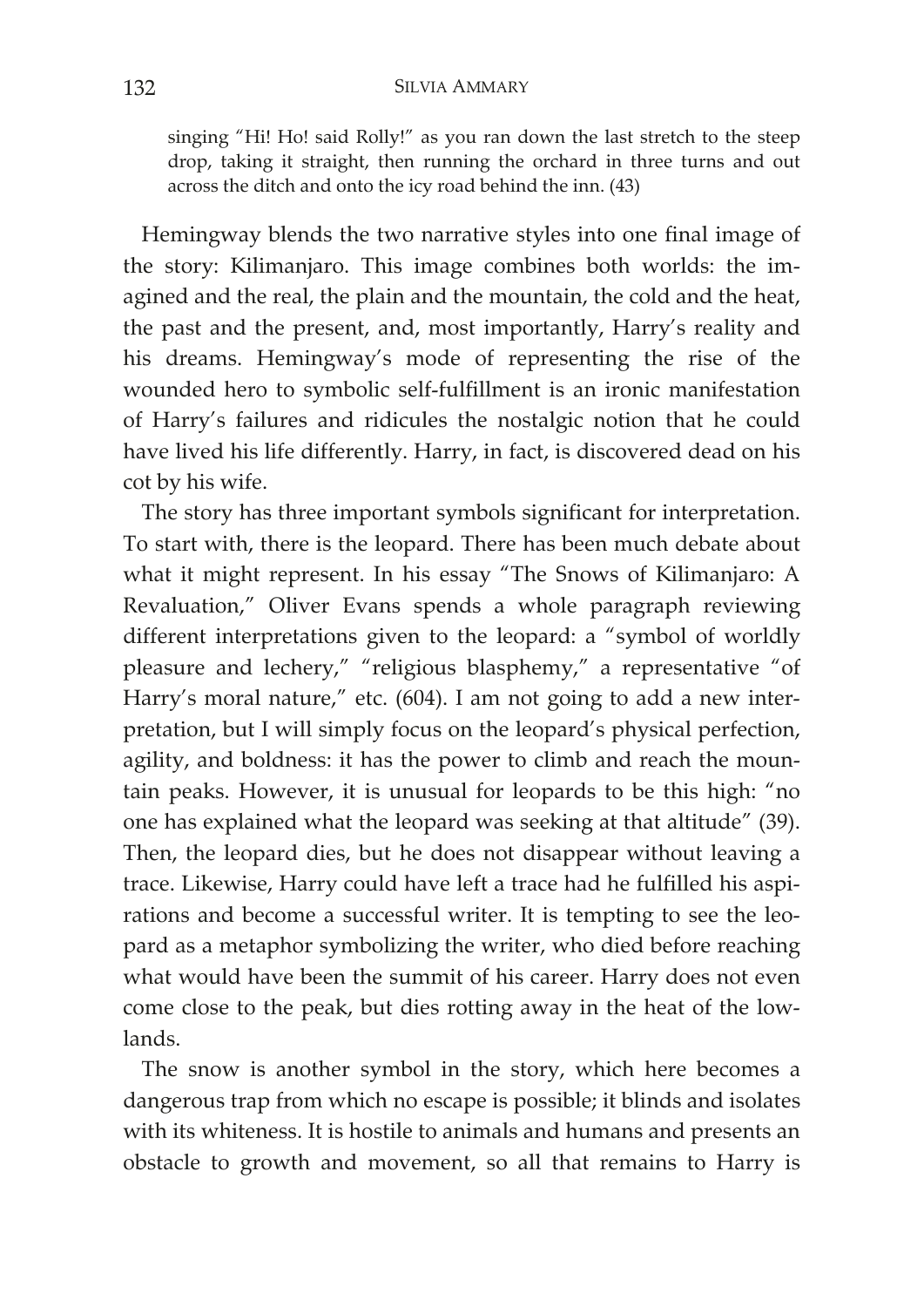> singing "Hi! Ho! said Rolly!" as you ran down the last stretch to the steep drop, taking it straight, then running the orchard in three turns and out across the ditch and onto the icy road behind the inn. (43)

Hemingway blends the two narrative styles into one final image of the story: Kilimanjaro. This image combines both worlds: the imagined and the real, the plain and the mountain, the cold and the heat, the past and the present, and, most importantly, Harry's reality and his dreams. Hemingway's mode of representing the rise of the wounded hero to symbolic self-fulfillment is an ironic manifestation of Harry's failures and ridicules the nostalgic notion that he could have lived his life differently. Harry, in fact, is discovered dead on his cot by his wife.

The story has three important symbols significant for interpretation. To start with, there is the leopard. There has been much debate about what it might represent. In his essay "The Snows of Kilimanjaro: A Revaluation," Oliver Evans spends a whole paragraph reviewing different interpretations given to the leopard: a "symbol of worldly pleasure and lechery," "religious blasphemy," a representative "of Harry's moral nature," etc. (604). I am not going to add a new interpretation, but I will simply focus on the leopard's physical perfection, agility, and boldness: it has the power to climb and reach the mountain peaks. However, it is unusual for leopards to be this high: "no one has explained what the leopard was seeking at that altitude" (39). Then, the leopard dies, but he does not disappear without leaving a trace. Likewise, Harry could have left a trace had he fulfilled his aspirations and become a successful writer. It is tempting to see the leopard as a metaphor symbolizing the writer, who died before reaching what would have been the summit of his career. Harry does not even come close to the peak, but dies rotting away in the heat of the lowlands.

The snow is another symbol in the story, which here becomes a dangerous trap from which no escape is possible; it blinds and isolates with its whiteness. It is hostile to animals and humans and presents an obstacle to growth and movement, so all that remains to Harry is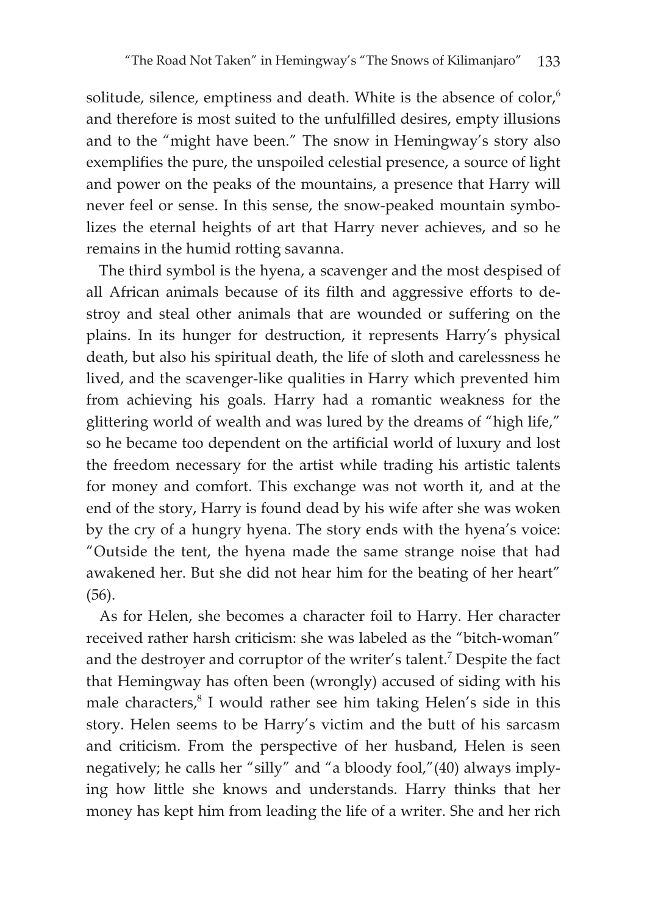solitude, silence, emptiness and death. White is the absence of color,[6] and therefore is most suited to the unfulfilled desires, empty illusions and to the "might have been." The snow in Hemingway's story also exemplifies the pure, the unspoiled celestial presence, a source of light and power on the peaks of the mountains, a presence that Harry will never feel or sense. In this sense, the snow-peaked mountain symbolizes the eternal heights of art that Harry never achieves, and so he remains in the humid rotting savanna.

The third symbol is the hyena, a scavenger and the most despised of all African animals because of its filth and aggressive efforts to destroy and steal other animals that are wounded or suffering on the plains. In its hunger for destruction, it represents Harry's physical death, but also his spiritual death, the life of sloth and carelessness he lived, and the scavenger-like qualities in Harry which prevented him from achieving his goals. Harry had a romantic weakness for the glittering world of wealth and was lured by the dreams of "high life," so he became too dependent on the artificial world of luxury and lost the freedom necessary for the artist while trading his artistic talents for money and comfort. This exchange was not worth it, and at the end of the story, Harry is found dead by his wife after she was woken by the cry of a hungry hyena. The story ends with the hyena's voice: "Outside the tent, the hyena made the same strange noise that had awakened her. But she did not hear him for the beating of her heart" (56).

As for Helen, she becomes a character foil to Harry. Her character received rather harsh criticism: she was labeled as the "bitch-woman" and the destroyer and corruptor of the writer's talent.[7] Despite the fact that Hemingway has often been (wrongly) accused of siding with his male characters,[8] I would rather see him taking Helen's side in this story. Helen seems to be Harry's victim and the butt of his sarcasm and criticism. From the perspective of her husband, Helen is seen negatively; he calls her "silly" and "a bloody fool,"(40) always implying how little she knows and understands. Harry thinks that her money has kept him from leading the life of a writer. She and her rich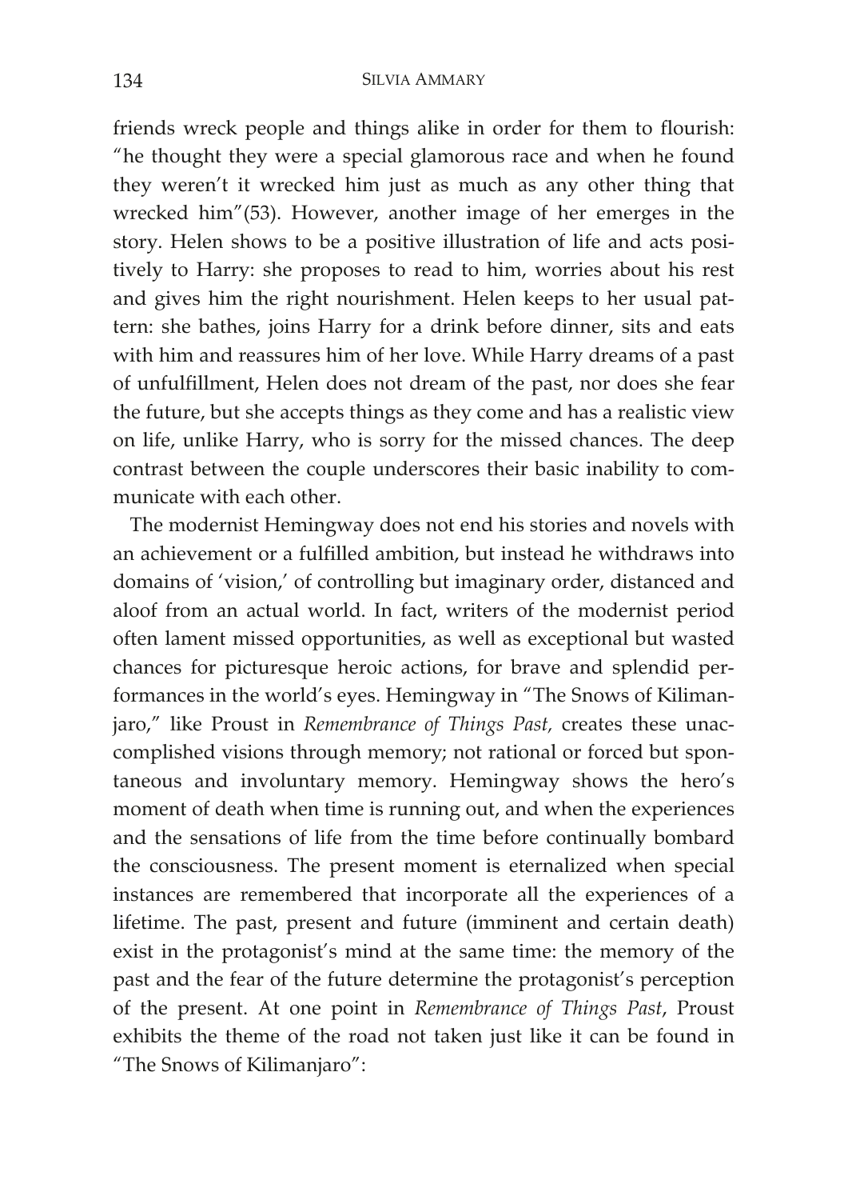friends wreck people and things alike in order for them to flourish: "he thought they were a special glamorous race and when he found they weren't it wrecked him just as much as any other thing that wrecked him"(53). However, another image of her emerges in the story. Helen shows to be a positive illustration of life and acts positively to Harry: she proposes to read to him, worries about his rest and gives him the right nourishment. Helen keeps to her usual pattern: she bathes, joins Harry for a drink before dinner, sits and eats with him and reassures him of her love. While Harry dreams of a past of unfulfillment, Helen does not dream of the past, nor does she fear the future, but she accepts things as they come and has a realistic view on life, unlike Harry, who is sorry for the missed chances. The deep contrast between the couple underscores their basic inability to communicate with each other.

The modernist Hemingway does not end his stories and novels with an achievement or a fulfilled ambition, but instead he withdraws into domains of 'vision,' of controlling but imaginary order, distanced and aloof from an actual world. In fact, writers of the modernist period often lament missed opportunities, as well as exceptional but wasted chances for picturesque heroic actions, for brave and splendid performances in the world's eyes. Hemingway in "The Snows of Kilimanjaro," like Proust in *Remembrance of Things Past,* creates these unaccomplished visions through memory; not rational or forced but spontaneous and involuntary memory. Hemingway shows the hero's moment of death when time is running out, and when the experiences and the sensations of life from the time before continually bombard the consciousness. The present moment is eternalized when special instances are remembered that incorporate all the experiences of a lifetime. The past, present and future (imminent and certain death) exist in the protagonist's mind at the same time: the memory of the past and the fear of the future determine the protagonist's perception of the present. At one point in *Remembrance of Things Past*, Proust exhibits the theme of the road not taken just like it can be found in "The Snows of Kilimanjaro":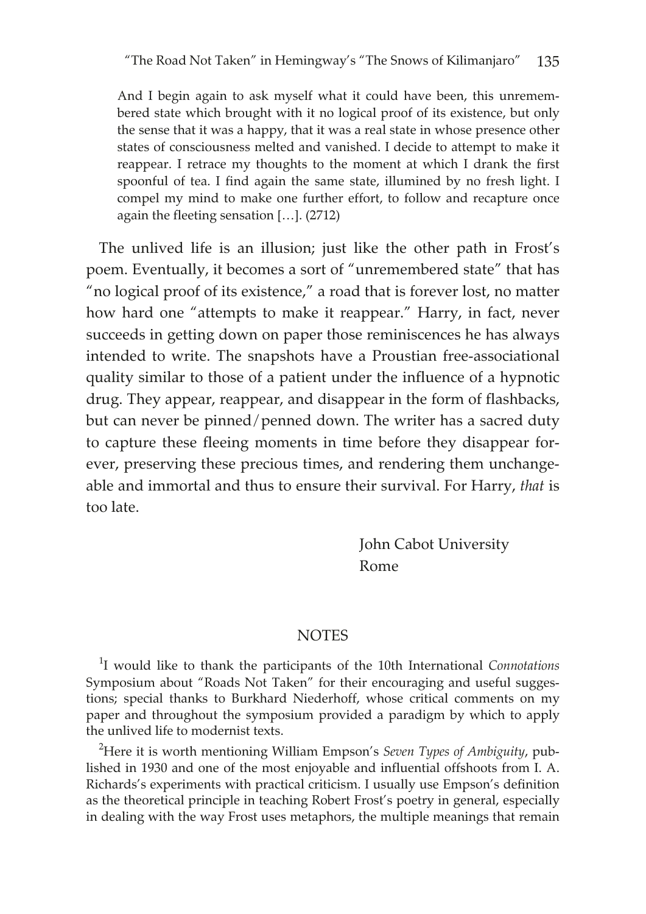> And I begin again to ask myself what it could have been, this unremembered state which brought with it no logical proof of its existence, but only the sense that it was a happy, that it was a real state in whose presence other states of consciousness melted and vanished. I decide to attempt to make it reappear. I retrace my thoughts to the moment at which I drank the first spoonful of tea. I find again the same state, illumined by no fresh light. I compel my mind to make one further effort, to follow and recapture once again the fleeting sensation […]. (2712)

The unlived life is an illusion; just like the other path in Frost's poem. Eventually, it becomes a sort of "unremembered state" that has "no logical proof of its existence," a road that is forever lost, no matter how hard one "attempts to make it reappear." Harry, in fact, never succeeds in getting down on paper those reminiscences he has always intended to write. The snapshots have a Proustian free-associational quality similar to those of a patient under the influence of a hypnotic drug. They appear, reappear, and disappear in the form of flashbacks, but can never be pinned/penned down. The writer has a sacred duty to capture these fleeing moments in time before they disappear forever, preserving these precious times, and rendering them unchangeable and immortal and thus to ensure their survival. For Harry, *that* is too late.

John Cabot University
Rome

## NOTES

[1]I would like to thank the participants of the 10th International *Connotations* Symposium about "Roads Not Taken" for their encouraging and useful suggestions; special thanks to Burkhard Niederhoff, whose critical comments on my paper and throughout the symposium provided a paradigm by which to apply the unlived life to modernist texts.

[2]Here it is worth mentioning William Empson's *Seven Types of Ambiguity*, published in 1930 and one of the most enjoyable and influential offshoots from I. A. Richards's experiments with practical criticism. I usually use Empson's definition as the theoretical principle in teaching Robert Frost's poetry in general, especially in dealing with the way Frost uses metaphors, the multiple meanings that remain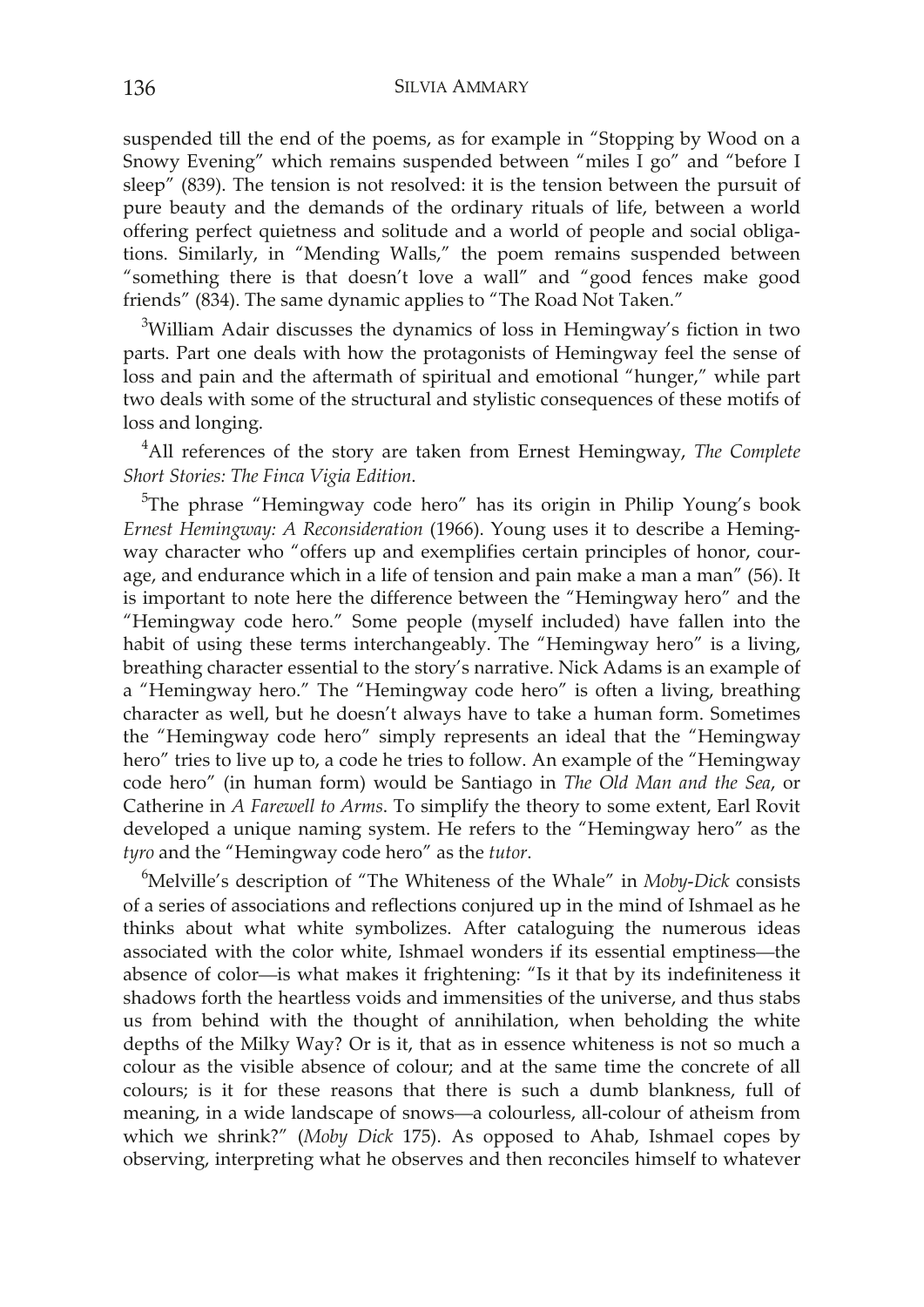suspended till the end of the poems, as for example in "Stopping by Wood on a Snowy Evening" which remains suspended between "miles I go" and "before I sleep" (839). The tension is not resolved: it is the tension between the pursuit of pure beauty and the demands of the ordinary rituals of life, between a world offering perfect quietness and solitude and a world of people and social obligations. Similarly, in "Mending Walls," the poem remains suspended between "something there is that doesn't love a wall" and "good fences make good friends" (834). The same dynamic applies to "The Road Not Taken."

[3]William Adair discusses the dynamics of loss in Hemingway's fiction in two parts. Part one deals with how the protagonists of Hemingway feel the sense of loss and pain and the aftermath of spiritual and emotional "hunger," while part two deals with some of the structural and stylistic consequences of these motifs of loss and longing.

[4]All references of the story are taken from Ernest Hemingway, *The Complete Short Stories: The Finca Vigia Edition*.

[5]The phrase "Hemingway code hero" has its origin in Philip Young's book *Ernest Hemingway: A Reconsideration* (1966). Young uses it to describe a Hemingway character who "offers up and exemplifies certain principles of honor, courage, and endurance which in a life of tension and pain make a man a man" (56). It is important to note here the difference between the "Hemingway hero" and the "Hemingway code hero." Some people (myself included) have fallen into the habit of using these terms interchangeably. The "Hemingway hero" is a living, breathing character essential to the story's narrative. Nick Adams is an example of a "Hemingway hero." The "Hemingway code hero" is often a living, breathing character as well, but he doesn't always have to take a human form. Sometimes the "Hemingway code hero" simply represents an ideal that the "Hemingway hero" tries to live up to, a code he tries to follow. An example of the "Hemingway code hero" (in human form) would be Santiago in *The Old Man and the Sea*, or Catherine in *A Farewell to Arms*. To simplify the theory to some extent, Earl Rovit developed a unique naming system. He refers to the "Hemingway hero" as the *tyro* and the "Hemingway code hero" as the *tutor*.

[6]Melville's description of "The Whiteness of the Whale" in *Moby-Dick* consists of a series of associations and reflections conjured up in the mind of Ishmael as he thinks about what white symbolizes. After cataloguing the numerous ideas associated with the color white, Ishmael wonders if its essential emptiness—the absence of color—is what makes it frightening: "Is it that by its indefiniteness it shadows forth the heartless voids and immensities of the universe, and thus stabs us from behind with the thought of annihilation, when beholding the white depths of the Milky Way? Or is it, that as in essence whiteness is not so much a colour as the visible absence of colour; and at the same time the concrete of all colours; is it for these reasons that there is such a dumb blankness, full of meaning, in a wide landscape of snows—a colourless, all-colour of atheism from which we shrink?" (*Moby Dick* 175). As opposed to Ahab, Ishmael copes by observing, interpreting what he observes and then reconciles himself to whatever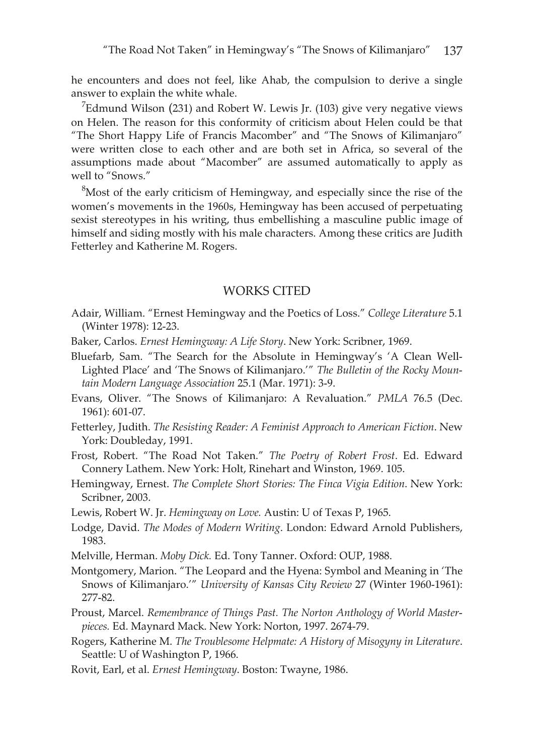he encounters and does not feel, like Ahab, the compulsion to derive a single answer to explain the white whale.

[7]Edmund Wilson (231) and Robert W. Lewis Jr. (103) give very negative views on Helen. The reason for this conformity of criticism about Helen could be that "The Short Happy Life of Francis Macomber" and "The Snows of Kilimanjaro" were written close to each other and are both set in Africa, so several of the assumptions made about "Macomber" are assumed automatically to apply as well to "Snows."

[8]Most of the early criticism of Hemingway, and especially since the rise of the women's movements in the 1960s, Hemingway has been accused of perpetuating sexist stereotypes in his writing, thus embellishing a masculine public image of himself and siding mostly with his male characters. Among these critics are Judith Fetterley and Katherine M. Rogers.

## WORKS CITED

Adair, William. "Ernest Hemingway and the Poetics of Loss." *College Literature* 5.1 (Winter 1978): 12-23.

Baker, Carlos. *Ernest Hemingway: A Life Story*. New York: Scribner, 1969.

Bluefarb, Sam. "The Search for the Absolute in Hemingway's 'A Clean Well-Lighted Place' and 'The Snows of Kilimanjaro.'" *The Bulletin of the Rocky Mountain Modern Language Association* 25.1 (Mar. 1971): 3-9.

Evans, Oliver. "The Snows of Kilimanjaro: A Revaluation." *PMLA* 76.5 (Dec. 1961): 601-07.

Fetterley, Judith. *The Resisting Reader: A Feminist Approach to American Fiction*. New York: Doubleday, 1991.

Frost, Robert. "The Road Not Taken." *The Poetry of Robert Frost*. Ed. Edward Connery Lathem. New York: Holt, Rinehart and Winston, 1969. 105.

Hemingway, Ernest. *The Complete Short Stories: The Finca Vigia Edition*. New York: Scribner, 2003.

Lewis, Robert W. Jr. *Hemingway on Love.* Austin: U of Texas P, 1965.

Lodge, David. *The Modes of Modern Writing*. London: Edward Arnold Publishers, 1983.

Melville, Herman. *Moby Dick.* Ed. Tony Tanner. Oxford: OUP, 1988.

Montgomery, Marion. "The Leopard and the Hyena: Symbol and Meaning in 'The Snows of Kilimanjaro.'" *University of Kansas City Review* 27 (Winter 1960-1961): 277-82.

Proust, Marcel. *Remembrance of Things Past. The Norton Anthology of World Masterpieces.* Ed. Maynard Mack. New York: Norton, 1997. 2674-79.

Rogers, Katherine M. *The Troublesome Helpmate: A History of Misogyny in Literature*. Seattle: U of Washington P, 1966.

Rovit, Earl, et al. *Ernest Hemingway*. Boston: Twayne, 1986.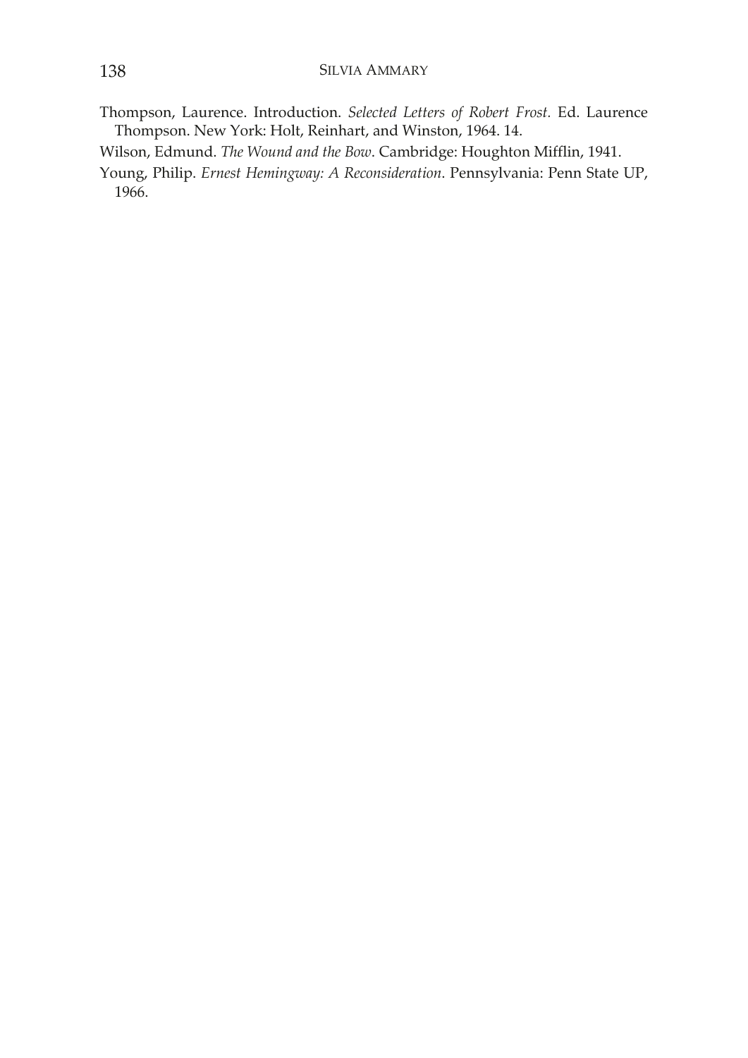Thompson, Laurence. Introduction. *Selected Letters of Robert Frost.* Ed. Laurence Thompson. New York: Holt, Reinhart, and Winston, 1964. 14.

Wilson, Edmund. *The Wound and the Bow*. Cambridge: Houghton Mifflin, 1941.

Young, Philip. *Ernest Hemingway: A Reconsideration*. Pennsylvania: Penn State UP, 1966.